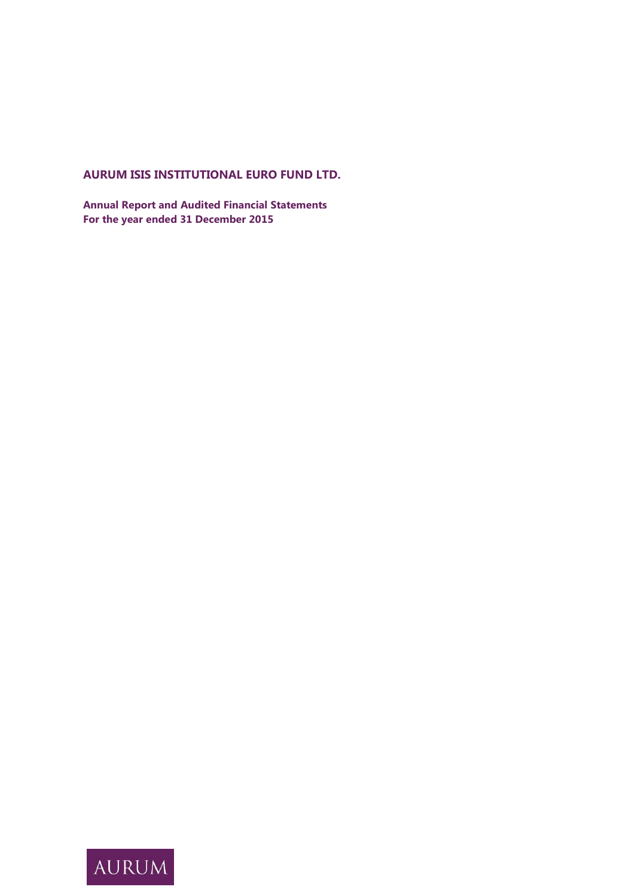# AURUM ISIS INSTITUTIONAL EURO FUND LTD.

**Annual Report and Audited Financial Statements**
**For the year ended 31 December 2015**

AURUM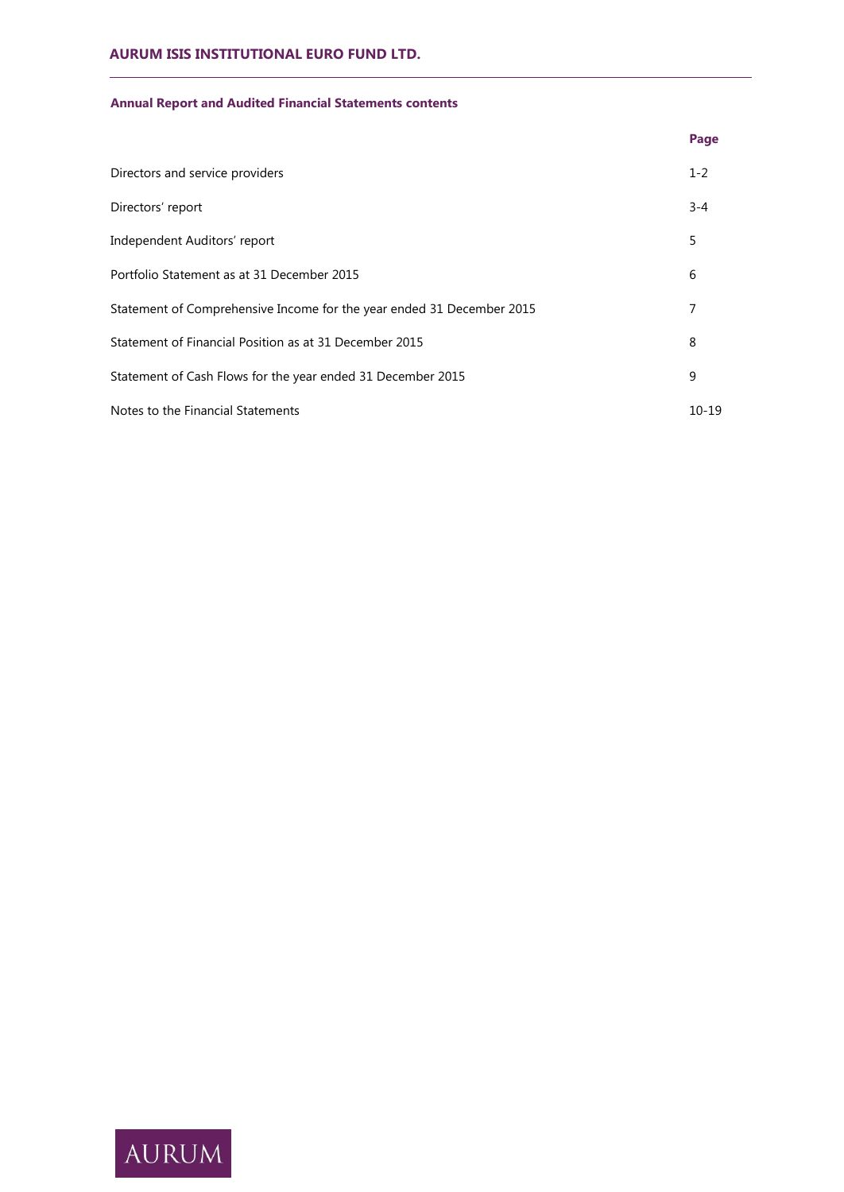## Annual Report and Audited Financial Statements contents

| | Page |
|---|---|
| Directors and service providers | 1-2 |
| Directors' report | 3-4 |
| Independent Auditors' report | 5 |
| Portfolio Statement as at 31 December 2015 | 6 |
| Statement of Comprehensive Income for the year ended 31 December 2015 | 7 |
| Statement of Financial Position as at 31 December 2015 | 8 |
| Statement of Cash Flows for the year ended 31 December 2015 | 9 |
| Notes to the Financial Statements | 10-19 |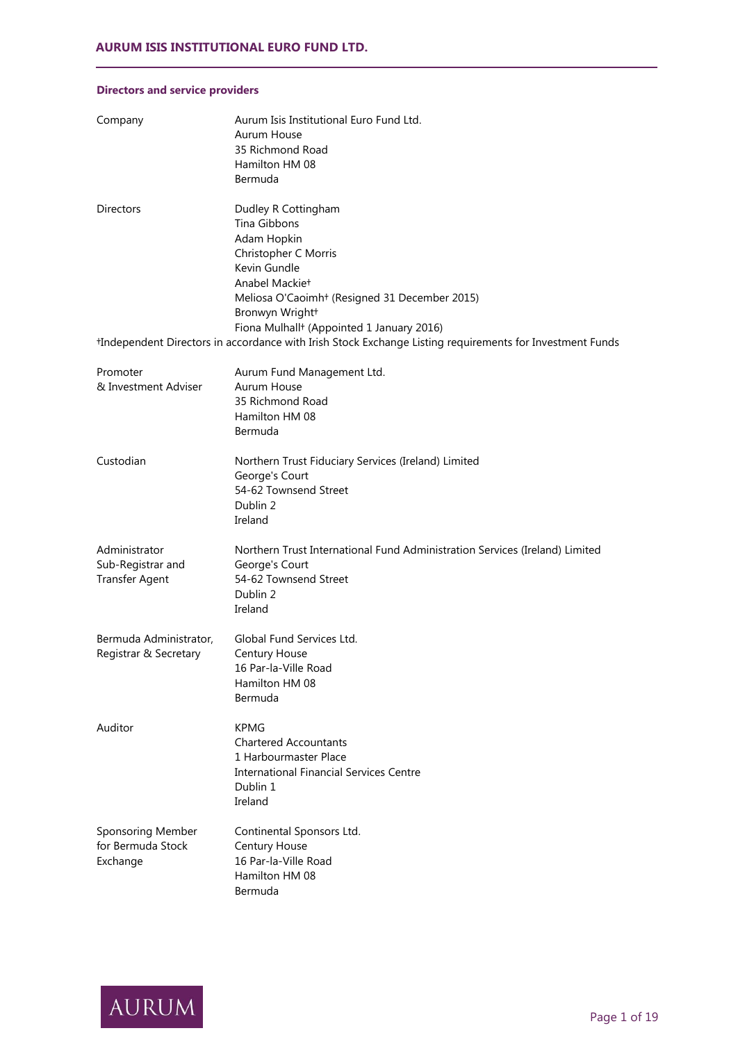## Directors and service providers

| | |
|---|---|
| Company | Aurum Isis Institutional Euro Fund Ltd.<br>Aurum House<br>35 Richmond Road<br>Hamilton HM 08<br>Bermuda |
| Directors | Dudley R Cottingham<br>Tina Gibbons<br>Adam Hopkin<br>Christopher C Morris<br>Kevin Gundle<br>Anabel Mackie†<br>Meliosa O'Caoimh† (Resigned 31 December 2015)<br>Bronwyn Wright†<br>Fiona Mulhall† (Appointed 1 January 2016) |

†Independent Directors in accordance with Irish Stock Exchange Listing requirements for Investment Funds

| | |
|---|---|
| Promoter & Investment Adviser | Aurum Fund Management Ltd.<br>Aurum House<br>35 Richmond Road<br>Hamilton HM 08<br>Bermuda |
| Custodian | Northern Trust Fiduciary Services (Ireland) Limited<br>George's Court<br>54-62 Townsend Street<br>Dublin 2<br>Ireland |
| Administrator Sub-Registrar and Transfer Agent | Northern Trust International Fund Administration Services (Ireland) Limited<br>George's Court<br>54-62 Townsend Street<br>Dublin 2<br>Ireland |
| Bermuda Administrator, Registrar & Secretary | Global Fund Services Ltd.<br>Century House<br>16 Par-la-Ville Road<br>Hamilton HM 08<br>Bermuda |
| Auditor | KPMG<br>Chartered Accountants<br>1 Harbourmaster Place<br>International Financial Services Centre<br>Dublin 1<br>Ireland |
| Sponsoring Member for Bermuda Stock Exchange | Continental Sponsors Ltd.<br>Century House<br>16 Par-la-Ville Road<br>Hamilton HM 08<br>Bermuda |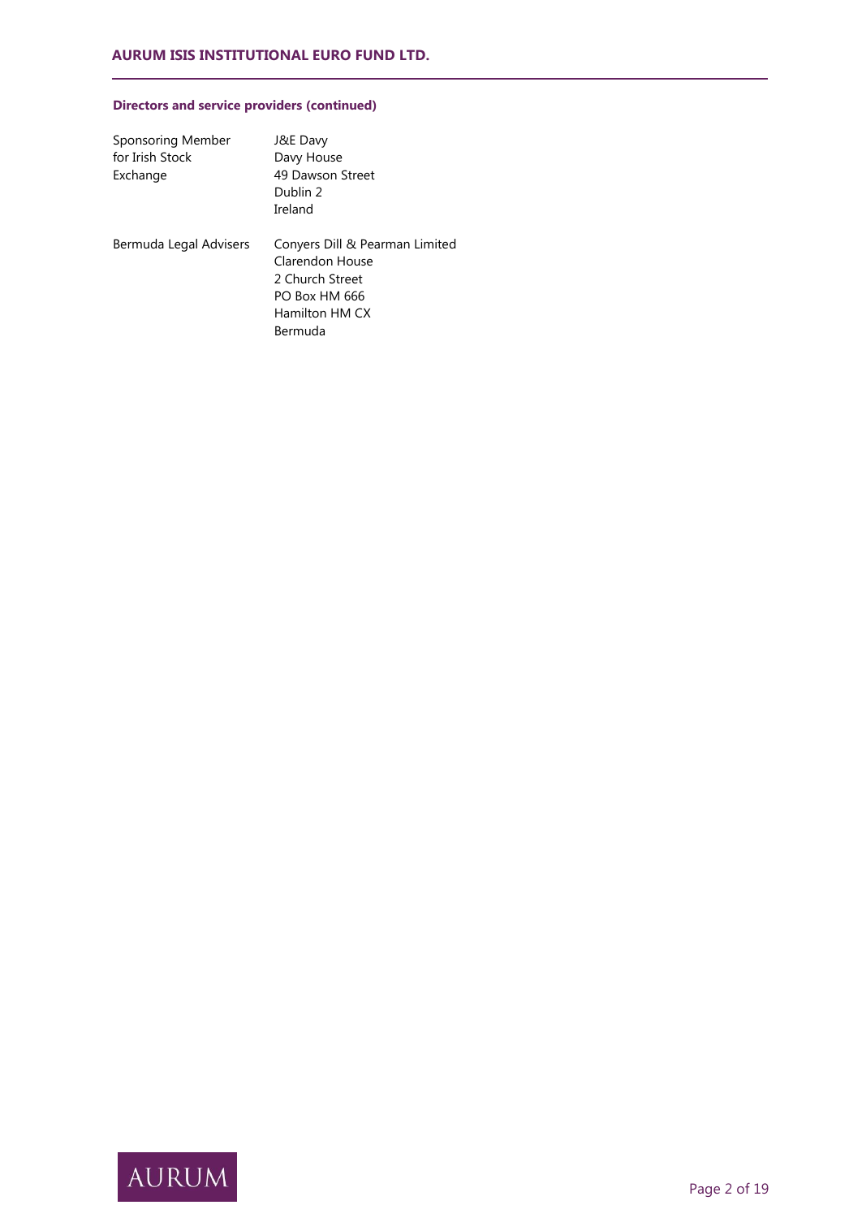### Directors and service providers (continued)

| | |
|---|---|
| Sponsoring Member for Irish Stock Exchange | J&E Davy<br>Davy House<br>49 Dawson Street<br>Dublin 2<br>Ireland |
| Bermuda Legal Advisers | Conyers Dill & Pearman Limited<br>Clarendon House<br>2 Church Street<br>PO Box HM 666<br>Hamilton HM CX<br>Bermuda |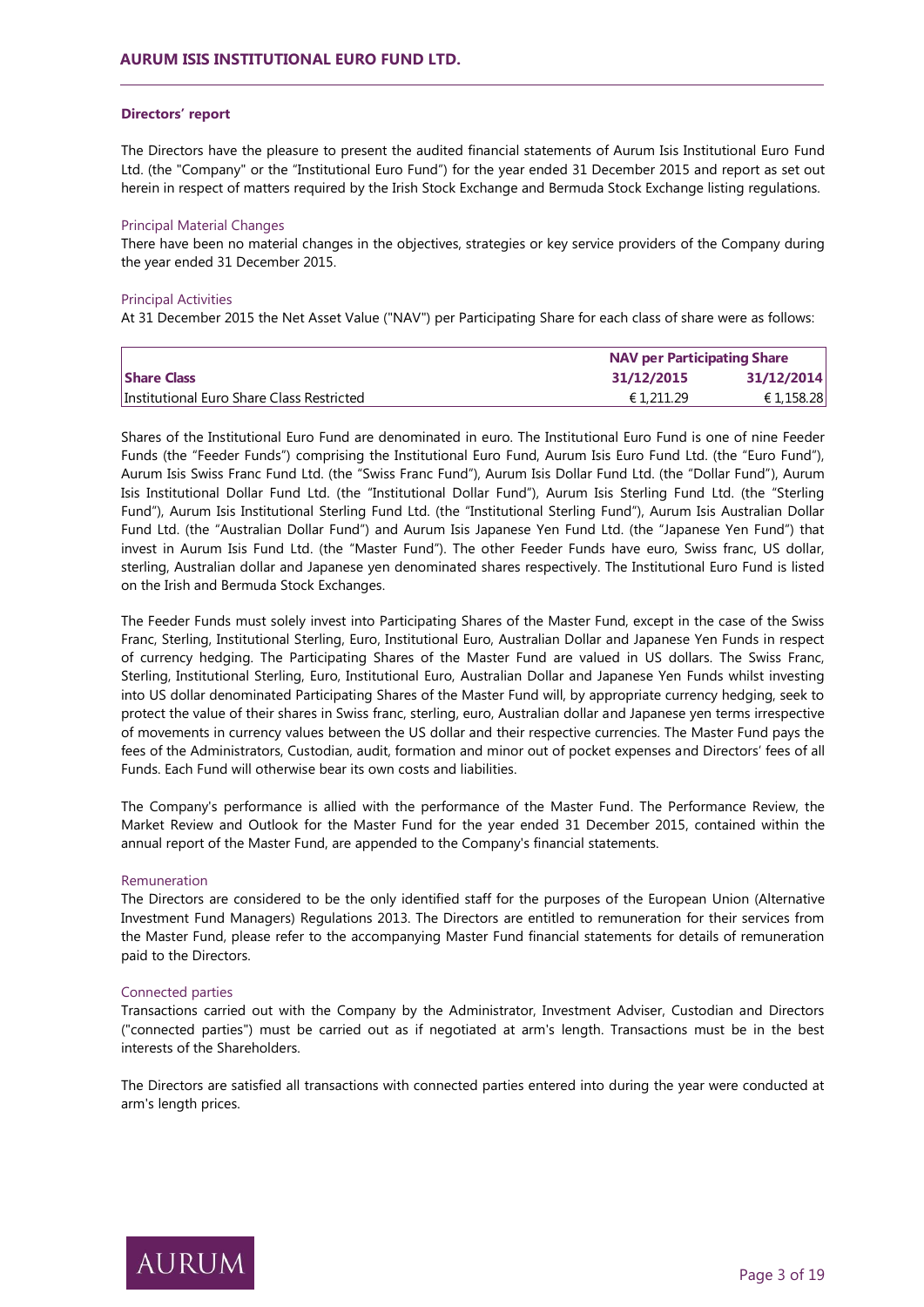# AURUM ISIS INSTITUTIONAL EURO FUND LTD.

## Directors' report

The Directors have the pleasure to present the audited financial statements of Aurum Isis Institutional Euro Fund Ltd. (the "Company" or the "Institutional Euro Fund") for the year ended 31 December 2015 and report as set out herein in respect of matters required by the Irish Stock Exchange and Bermuda Stock Exchange listing regulations.

### Principal Material Changes

There have been no material changes in the objectives, strategies or key service providers of the Company during the year ended 31 December 2015.

### Principal Activities

At 31 December 2015 the Net Asset Value ("NAV") per Participating Share for each class of share were as follows:

| | NAV per Participating Share | |
|---|---|---|
| **Share Class** | **31/12/2015** | **31/12/2014** |
| Institutional Euro Share Class Restricted | € 1,211.29 | € 1,158.28 |

Shares of the Institutional Euro Fund are denominated in euro. The Institutional Euro Fund is one of nine Feeder Funds (the "Feeder Funds") comprising the Institutional Euro Fund, Aurum Isis Euro Fund Ltd. (the "Euro Fund"), Aurum Isis Swiss Franc Fund Ltd. (the "Swiss Franc Fund"), Aurum Isis Dollar Fund Ltd. (the "Dollar Fund"), Aurum Isis Institutional Dollar Fund Ltd. (the "Institutional Dollar Fund"), Aurum Isis Sterling Fund Ltd. (the "Sterling Fund"), Aurum Isis Institutional Sterling Fund Ltd. (the "Institutional Sterling Fund"), Aurum Isis Australian Dollar Fund Ltd. (the "Australian Dollar Fund") and Aurum Isis Japanese Yen Fund Ltd. (the "Japanese Yen Fund") that invest in Aurum Isis Fund Ltd. (the "Master Fund"). The other Feeder Funds have euro, Swiss franc, US dollar, sterling, Australian dollar and Japanese yen denominated shares respectively. The Institutional Euro Fund is listed on the Irish and Bermuda Stock Exchanges.

The Feeder Funds must solely invest into Participating Shares of the Master Fund, except in the case of the Swiss Franc, Sterling, Institutional Sterling, Euro, Institutional Euro, Australian Dollar and Japanese Yen Funds in respect of currency hedging. The Participating Shares of the Master Fund are valued in US dollars. The Swiss Franc, Sterling, Institutional Sterling, Euro, Institutional Euro, Australian Dollar and Japanese Yen Funds whilst investing into US dollar denominated Participating Shares of the Master Fund will, by appropriate currency hedging, seek to protect the value of their shares in Swiss franc, sterling, euro, Australian dollar and Japanese yen terms irrespective of movements in currency values between the US dollar and their respective currencies. The Master Fund pays the fees of the Administrators, Custodian, audit, formation and minor out of pocket expenses and Directors' fees of all Funds. Each Fund will otherwise bear its own costs and liabilities.

The Company's performance is allied with the performance of the Master Fund. The Performance Review, the Market Review and Outlook for the Master Fund for the year ended 31 December 2015, contained within the annual report of the Master Fund, are appended to the Company's financial statements.

### Remuneration

The Directors are considered to be the only identified staff for the purposes of the European Union (Alternative Investment Fund Managers) Regulations 2013. The Directors are entitled to remuneration for their services from the Master Fund, please refer to the accompanying Master Fund financial statements for details of remuneration paid to the Directors.

### Connected parties

Transactions carried out with the Company by the Administrator, Investment Adviser, Custodian and Directors ("connected parties") must be carried out as if negotiated at arm's length. Transactions must be in the best interests of the Shareholders.

The Directors are satisfied all transactions with connected parties entered into during the year were conducted at arm's length prices.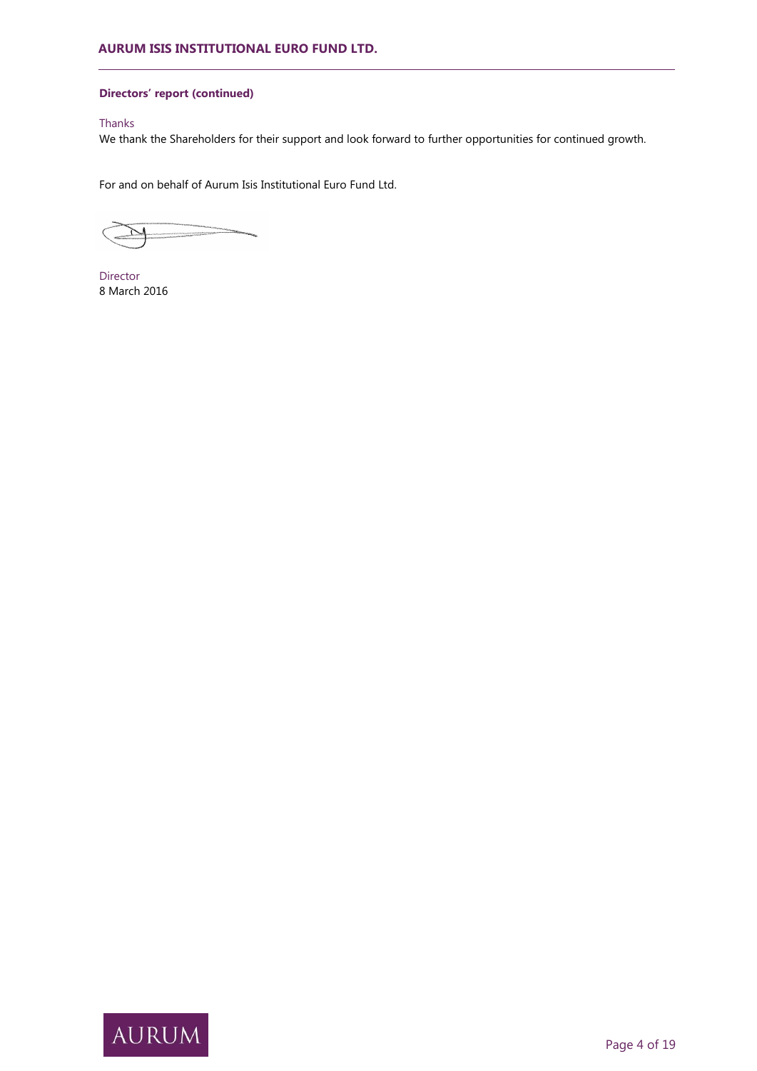**Directors' report (continued)**

Thanks

We thank the Shareholders for their support and look forward to further opportunities for continued growth.

For and on behalf of Aurum Isis Institutional Euro Fund Ltd.

Director

8 March 2016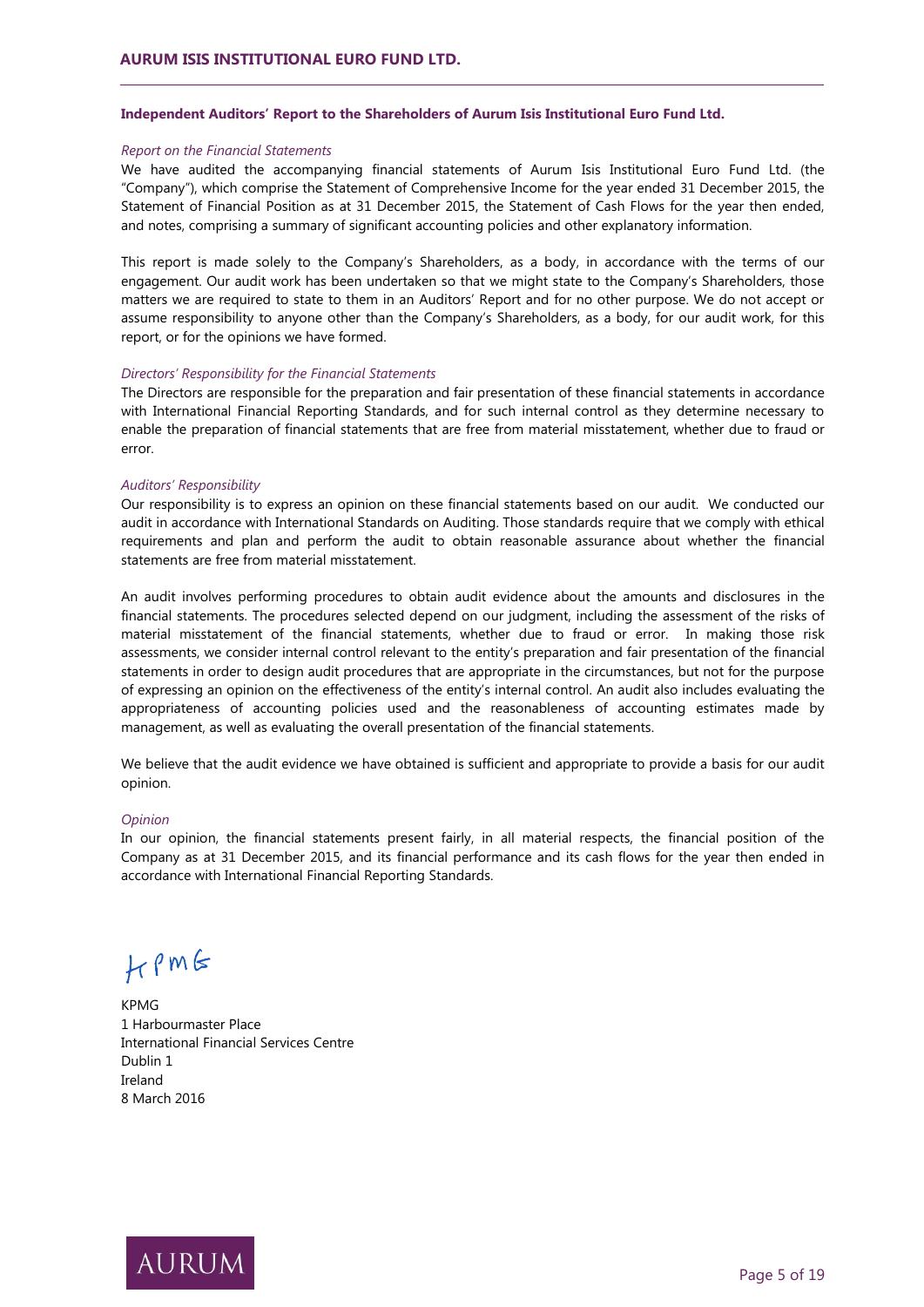**Independent Auditors' Report to the Shareholders of Aurum Isis Institutional Euro Fund Ltd.**

*Report on the Financial Statements*

We have audited the accompanying financial statements of Aurum Isis Institutional Euro Fund Ltd. (the "Company"), which comprise the Statement of Comprehensive Income for the year ended 31 December 2015, the Statement of Financial Position as at 31 December 2015, the Statement of Cash Flows for the year then ended, and notes, comprising a summary of significant accounting policies and other explanatory information.

This report is made solely to the Company's Shareholders, as a body, in accordance with the terms of our engagement. Our audit work has been undertaken so that we might state to the Company's Shareholders, those matters we are required to state to them in an Auditors' Report and for no other purpose. We do not accept or assume responsibility to anyone other than the Company's Shareholders, as a body, for our audit work, for this report, or for the opinions we have formed.

*Directors' Responsibility for the Financial Statements*

The Directors are responsible for the preparation and fair presentation of these financial statements in accordance with International Financial Reporting Standards, and for such internal control as they determine necessary to enable the preparation of financial statements that are free from material misstatement, whether due to fraud or error.

*Auditors' Responsibility*

Our responsibility is to express an opinion on these financial statements based on our audit. We conducted our audit in accordance with International Standards on Auditing. Those standards require that we comply with ethical requirements and plan and perform the audit to obtain reasonable assurance about whether the financial statements are free from material misstatement.

An audit involves performing procedures to obtain audit evidence about the amounts and disclosures in the financial statements. The procedures selected depend on our judgment, including the assessment of the risks of material misstatement of the financial statements, whether due to fraud or error. In making those risk assessments, we consider internal control relevant to the entity's preparation and fair presentation of the financial statements in order to design audit procedures that are appropriate in the circumstances, but not for the purpose of expressing an opinion on the effectiveness of the entity's internal control. An audit also includes evaluating the appropriateness of accounting policies used and the reasonableness of accounting estimates made by management, as well as evaluating the overall presentation of the financial statements.

We believe that the audit evidence we have obtained is sufficient and appropriate to provide a basis for our audit opinion.

*Opinion*

In our opinion, the financial statements present fairly, in all material respects, the financial position of the Company as at 31 December 2015, and its financial performance and its cash flows for the year then ended in accordance with International Financial Reporting Standards.

KPMG

KPMG
1 Harbourmaster Place
International Financial Services Centre
Dublin 1
Ireland
8 March 2016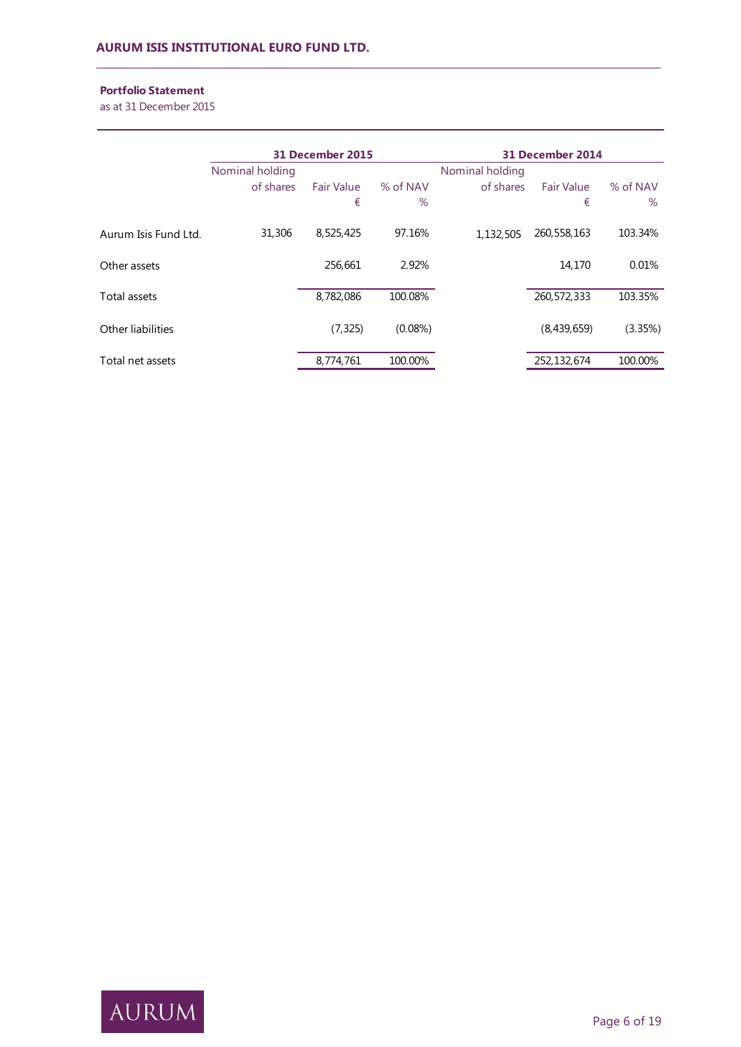**Portfolio Statement**
as at 31 December 2015

| | 31 December 2015 | | | 31 December 2014 | | |
|---|---|---|---|---|---|---|
| | Nominal holding of shares | Fair Value € | % of NAV % | Nominal holding of shares | Fair Value € | % of NAV % |
| Aurum Isis Fund Ltd. | 31,306 | 8,525,425 | 97.16% | 1,132,505 | 260,558,163 | 103.34% |
| Other assets | | 256,661 | 2.92% | | 14,170 | 0.01% |
| Total assets | | 8,782,086 | 100.08% | | 260,572,333 | 103.35% |
| Other liabilities | | (7,325) | (0.08%) | | (8,439,659) | (3.35%) |
| Total net assets | | 8,774,761 | 100.00% | | 252,132,674 | 100.00% |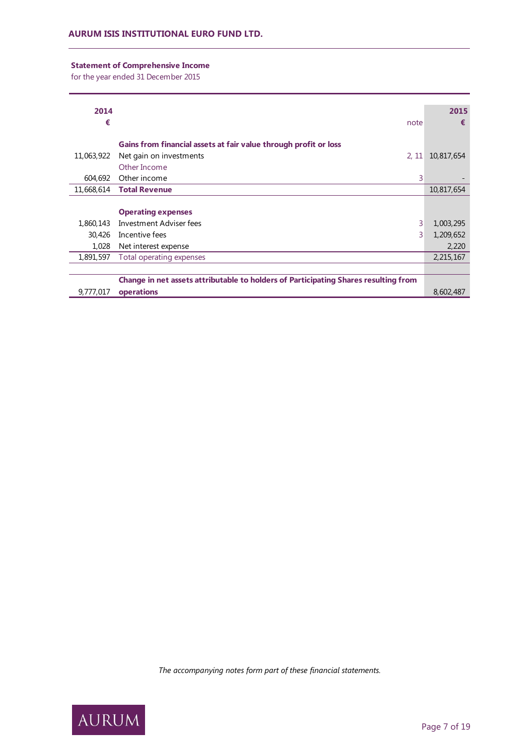## Statement of Comprehensive Income

for the year ended 31 December 2015

| 2014 € | | note | 2015 € |
|---|---|---|---|
| | **Gains from financial assets at fair value through profit or loss** | | |
| 11,063,922 | Net gain on investments | 2, 11 | 10,817,654 |
| | Other Income | | |
| 604,692 | Other income | 3 | - |
| 11,668,614 | **Total Revenue** | | 10,817,654 |
| | | | |
| | **Operating expenses** | | |
| 1,860,143 | Investment Adviser fees | 3 | 1,003,295 |
| 30,426 | Incentive fees | 3 | 1,209,652 |
| 1,028 | Net interest expense | | 2,220 |
| 1,891,597 | Total operating expenses | | 2,215,167 |
| | | | |
| 9,777,017 | **Change in net assets attributable to holders of Participating Shares resulting from operations** | | 8,602,487 |

*The accompanying notes form part of these financial statements.*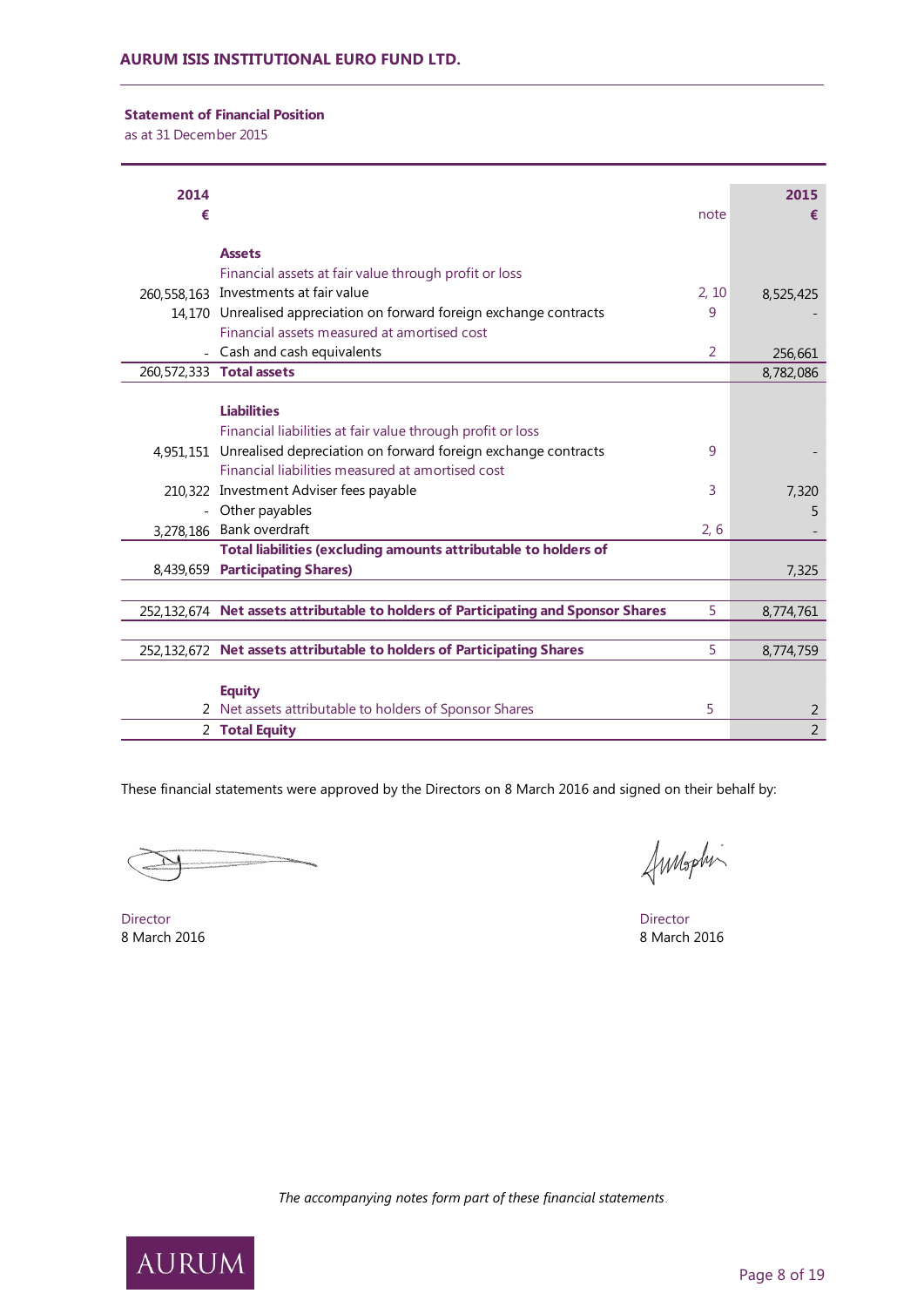**AURUM ISIS INSTITUTIONAL EURO FUND LTD.**

## Statement of Financial Position

as at 31 December 2015

| 2014 € | | note | 2015 € |
|---|---|---|---|
| | **Assets** | | |
| | Financial assets at fair value through profit or loss | | |
| 260,558,163 | Investments at fair value | 2, 10 | 8,525,425 |
| 14,170 | Unrealised appreciation on forward foreign exchange contracts | 9 | - |
| | Financial assets measured at amortised cost | | |
| - | Cash and cash equivalents | 2 | 256,661 |
| 260,572,333 | **Total assets** | | 8,782,086 |
| | | | |
| | **Liabilities** | | |
| | Financial liabilities at fair value through profit or loss | | |
| 4,951,151 | Unrealised depreciation on forward foreign exchange contracts | 9 | - |
| | Financial liabilities measured at amortised cost | | |
| 210,322 | Investment Adviser fees payable | 3 | 7,320 |
| - | Other payables | | 5 |
| 3,278,186 | Bank overdraft | 2, 6 | - |
| 8,439,659 | **Total liabilities (excluding amounts attributable to holders of Participating Shares)** | | 7,325 |
| | | | |
| 252,132,674 | **Net assets attributable to holders of Participating and Sponsor Shares** | 5 | 8,774,761 |
| | | | |
| 252,132,672 | **Net assets attributable to holders of Participating Shares** | 5 | 8,774,759 |
| | | | |
| | **Equity** | | |
| 2 | Net assets attributable to holders of Sponsor Shares | 5 | 2 |
| 2 | **Total Equity** | | 2 |

These financial statements were approved by the Directors on 8 March 2016 and signed on their behalf by:

Director
8 March 2016

Director
8 March 2016

*The accompanying notes form part of these financial statements.*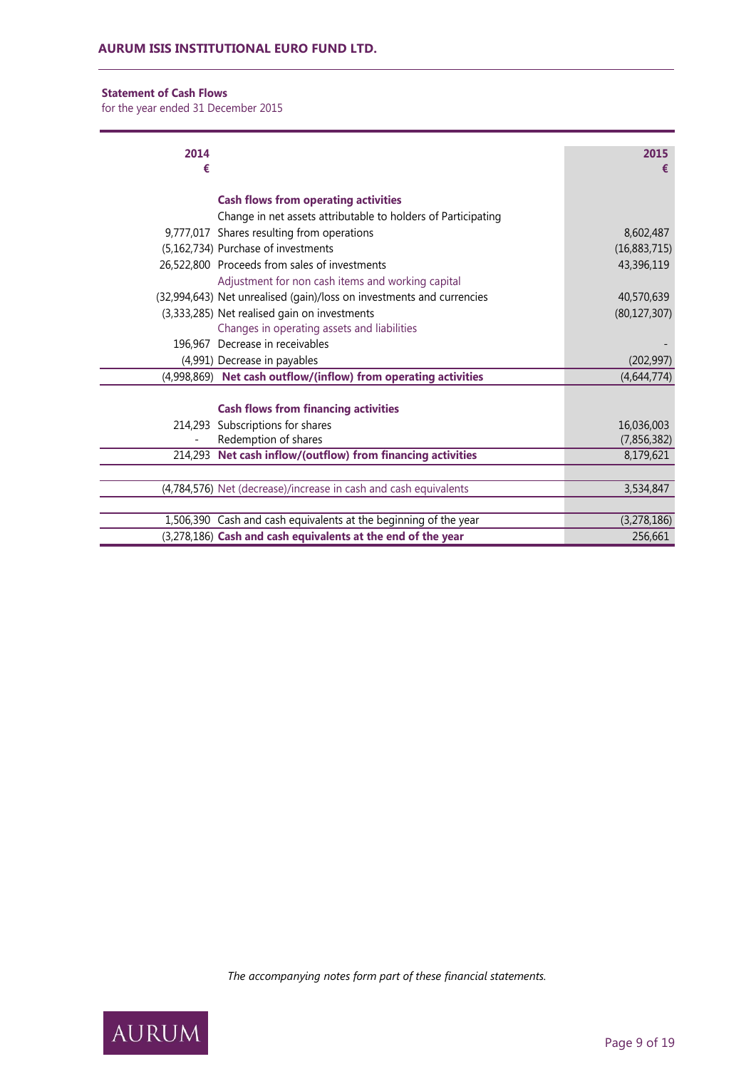**Statement of Cash Flows**
for the year ended 31 December 2015

| 2014 € | | 2015 € |
|---|---|---|
| | **Cash flows from operating activities** | |
| | Change in net assets attributable to holders of Participating | |
| 9,777,017 | Shares resulting from operations | 8,602,487 |
| (5,162,734) | Purchase of investments | (16,883,715) |
| 26,522,800 | Proceeds from sales of investments | 43,396,119 |
| | Adjustment for non cash items and working capital | |
| (32,994,643) | Net unrealised (gain)/loss on investments and currencies | 40,570,639 |
| (3,333,285) | Net realised gain on investments | (80,127,307) |
| | Changes in operating assets and liabilities | |
| 196,967 | Decrease in receivables | - |
| (4,991) | Decrease in payables | (202,997) |
| (4,998,869) | **Net cash outflow/(inflow) from operating activities** | (4,644,774) |
| | **Cash flows from financing activities** | |
| 214,293 | Subscriptions for shares | 16,036,003 |
| - | Redemption of shares | (7,856,382) |
| 214,293 | **Net cash inflow/(outflow) from financing activities** | 8,179,621 |
| (4,784,576) | Net (decrease)/increase in cash and cash equivalents | 3,534,847 |
| 1,506,390 | Cash and cash equivalents at the beginning of the year | (3,278,186) |
| (3,278,186) | **Cash and cash equivalents at the end of the year** | 256,661 |

*The accompanying notes form part of these financial statements.*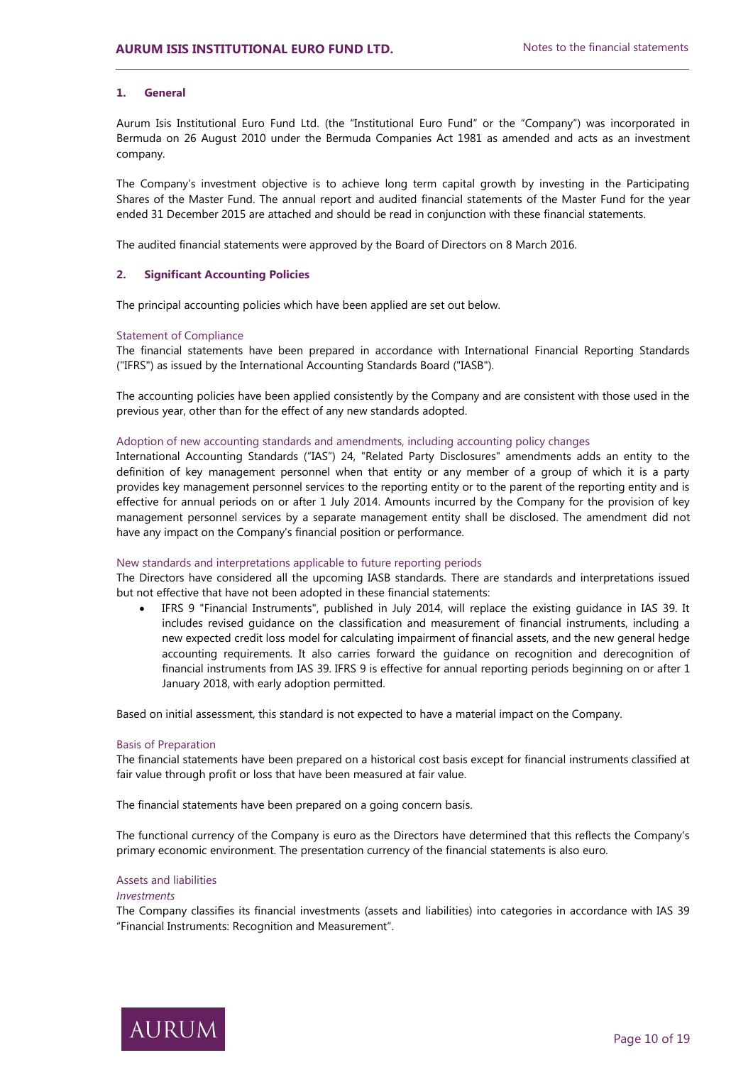## 1. General

Aurum Isis Institutional Euro Fund Ltd. (the "Institutional Euro Fund" or the "Company") was incorporated in Bermuda on 26 August 2010 under the Bermuda Companies Act 1981 as amended and acts as an investment company.

The Company's investment objective is to achieve long term capital growth by investing in the Participating Shares of the Master Fund. The annual report and audited financial statements of the Master Fund for the year ended 31 December 2015 are attached and should be read in conjunction with these financial statements.

The audited financial statements were approved by the Board of Directors on 8 March 2016.

## 2. Significant Accounting Policies

The principal accounting policies which have been applied are set out below.

### Statement of Compliance

The financial statements have been prepared in accordance with International Financial Reporting Standards ("IFRS") as issued by the International Accounting Standards Board ("IASB").

The accounting policies have been applied consistently by the Company and are consistent with those used in the previous year, other than for the effect of any new standards adopted.

### Adoption of new accounting standards and amendments, including accounting policy changes

International Accounting Standards ("IAS") 24, "Related Party Disclosures" amendments adds an entity to the definition of key management personnel when that entity or any member of a group of which it is a party provides key management personnel services to the reporting entity or to the parent of the reporting entity and is effective for annual periods on or after 1 July 2014. Amounts incurred by the Company for the provision of key management personnel services by a separate management entity shall be disclosed. The amendment did not have any impact on the Company's financial position or performance.

### New standards and interpretations applicable to future reporting periods

The Directors have considered all the upcoming IASB standards. There are standards and interpretations issued but not effective that have not been adopted in these financial statements:

- IFRS 9 "Financial Instruments", published in July 2014, will replace the existing guidance in IAS 39. It includes revised guidance on the classification and measurement of financial instruments, including a new expected credit loss model for calculating impairment of financial assets, and the new general hedge accounting requirements. It also carries forward the guidance on recognition and derecognition of financial instruments from IAS 39. IFRS 9 is effective for annual reporting periods beginning on or after 1 January 2018, with early adoption permitted.

Based on initial assessment, this standard is not expected to have a material impact on the Company.

### Basis of Preparation

The financial statements have been prepared on a historical cost basis except for financial instruments classified at fair value through profit or loss that have been measured at fair value.

The financial statements have been prepared on a going concern basis.

The functional currency of the Company is euro as the Directors have determined that this reflects the Company's primary economic environment. The presentation currency of the financial statements is also euro.

### Assets and liabilities

*Investments*

The Company classifies its financial investments (assets and liabilities) into categories in accordance with IAS 39 "Financial Instruments: Recognition and Measurement".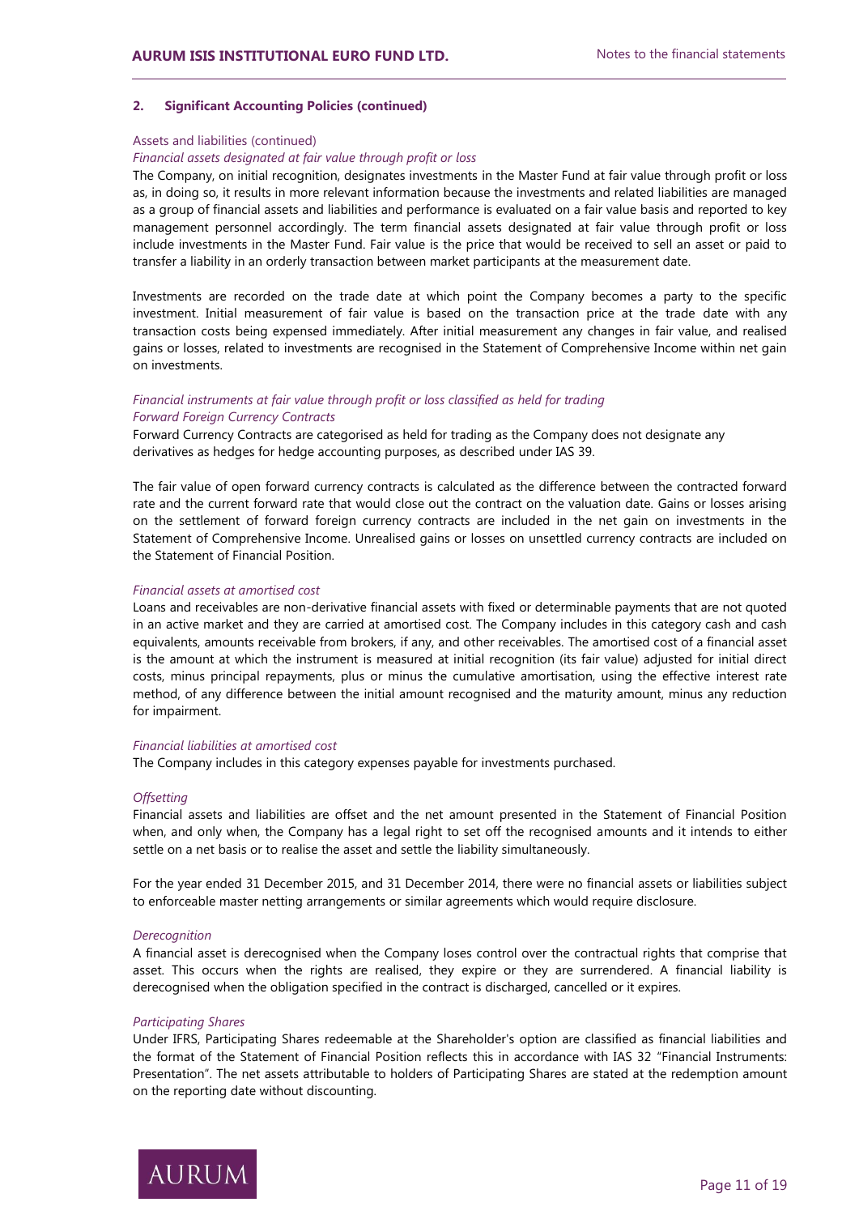## 2. Significant Accounting Policies (continued)

Assets and liabilities (continued)

*Financial assets designated at fair value through profit or loss*

The Company, on initial recognition, designates investments in the Master Fund at fair value through profit or loss as, in doing so, it results in more relevant information because the investments and related liabilities are managed as a group of financial assets and liabilities and performance is evaluated on a fair value basis and reported to key management personnel accordingly. The term financial assets designated at fair value through profit or loss include investments in the Master Fund. Fair value is the price that would be received to sell an asset or paid to transfer a liability in an orderly transaction between market participants at the measurement date.

Investments are recorded on the trade date at which point the Company becomes a party to the specific investment. Initial measurement of fair value is based on the transaction price at the trade date with any transaction costs being expensed immediately. After initial measurement any changes in fair value, and realised gains or losses, related to investments are recognised in the Statement of Comprehensive Income within net gain on investments.

*Financial instruments at fair value through profit or loss classified as held for trading*
*Forward Foreign Currency Contracts*

Forward Currency Contracts are categorised as held for trading as the Company does not designate any derivatives as hedges for hedge accounting purposes, as described under IAS 39.

The fair value of open forward currency contracts is calculated as the difference between the contracted forward rate and the current forward rate that would close out the contract on the valuation date. Gains or losses arising on the settlement of forward foreign currency contracts are included in the net gain on investments in the Statement of Comprehensive Income. Unrealised gains or losses on unsettled currency contracts are included on the Statement of Financial Position.

*Financial assets at amortised cost*

Loans and receivables are non-derivative financial assets with fixed or determinable payments that are not quoted in an active market and they are carried at amortised cost. The Company includes in this category cash and cash equivalents, amounts receivable from brokers, if any, and other receivables. The amortised cost of a financial asset is the amount at which the instrument is measured at initial recognition (its fair value) adjusted for initial direct costs, minus principal repayments, plus or minus the cumulative amortisation, using the effective interest rate method, of any difference between the initial amount recognised and the maturity amount, minus any reduction for impairment.

*Financial liabilities at amortised cost*

The Company includes in this category expenses payable for investments purchased.

*Offsetting*

Financial assets and liabilities are offset and the net amount presented in the Statement of Financial Position when, and only when, the Company has a legal right to set off the recognised amounts and it intends to either settle on a net basis or to realise the asset and settle the liability simultaneously.

For the year ended 31 December 2015, and 31 December 2014, there were no financial assets or liabilities subject to enforceable master netting arrangements or similar agreements which would require disclosure.

*Derecognition*

A financial asset is derecognised when the Company loses control over the contractual rights that comprise that asset. This occurs when the rights are realised, they expire or they are surrendered. A financial liability is derecognised when the obligation specified in the contract is discharged, cancelled or it expires.

*Participating Shares*

Under IFRS, Participating Shares redeemable at the Shareholder's option are classified as financial liabilities and the format of the Statement of Financial Position reflects this in accordance with IAS 32 "Financial Instruments: Presentation". The net assets attributable to holders of Participating Shares are stated at the redemption amount on the reporting date without discounting.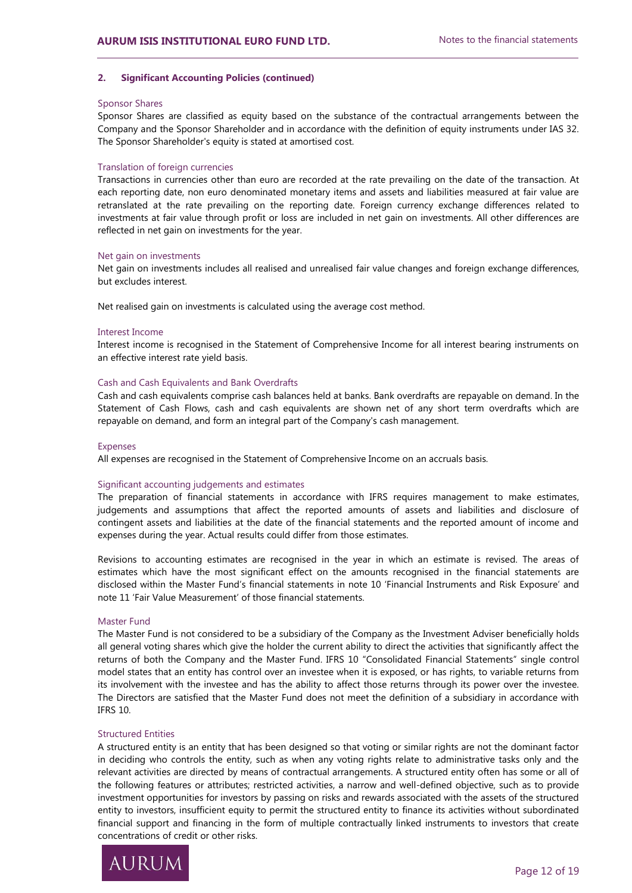## 2. Significant Accounting Policies (continued)

### Sponsor Shares

Sponsor Shares are classified as equity based on the substance of the contractual arrangements between the Company and the Sponsor Shareholder and in accordance with the definition of equity instruments under IAS 32. The Sponsor Shareholder's equity is stated at amortised cost.

### Translation of foreign currencies

Transactions in currencies other than euro are recorded at the rate prevailing on the date of the transaction. At each reporting date, non euro denominated monetary items and assets and liabilities measured at fair value are retranslated at the rate prevailing on the reporting date. Foreign currency exchange differences related to investments at fair value through profit or loss are included in net gain on investments. All other differences are reflected in net gain on investments for the year.

### Net gain on investments

Net gain on investments includes all realised and unrealised fair value changes and foreign exchange differences, but excludes interest.

Net realised gain on investments is calculated using the average cost method.

### Interest Income

Interest income is recognised in the Statement of Comprehensive Income for all interest bearing instruments on an effective interest rate yield basis.

### Cash and Cash Equivalents and Bank Overdrafts

Cash and cash equivalents comprise cash balances held at banks. Bank overdrafts are repayable on demand. In the Statement of Cash Flows, cash and cash equivalents are shown net of any short term overdrafts which are repayable on demand, and form an integral part of the Company's cash management.

### Expenses

All expenses are recognised in the Statement of Comprehensive Income on an accruals basis.

### Significant accounting judgements and estimates

The preparation of financial statements in accordance with IFRS requires management to make estimates, judgements and assumptions that affect the reported amounts of assets and liabilities and disclosure of contingent assets and liabilities at the date of the financial statements and the reported amount of income and expenses during the year. Actual results could differ from those estimates.

Revisions to accounting estimates are recognised in the year in which an estimate is revised. The areas of estimates which have the most significant effect on the amounts recognised in the financial statements are disclosed within the Master Fund's financial statements in note 10 'Financial Instruments and Risk Exposure' and note 11 'Fair Value Measurement' of those financial statements.

### Master Fund

The Master Fund is not considered to be a subsidiary of the Company as the Investment Adviser beneficially holds all general voting shares which give the holder the current ability to direct the activities that significantly affect the returns of both the Company and the Master Fund. IFRS 10 "Consolidated Financial Statements" single control model states that an entity has control over an investee when it is exposed, or has rights, to variable returns from its involvement with the investee and has the ability to affect those returns through its power over the investee. The Directors are satisfied that the Master Fund does not meet the definition of a subsidiary in accordance with IFRS 10.

### Structured Entities

A structured entity is an entity that has been designed so that voting or similar rights are not the dominant factor in deciding who controls the entity, such as when any voting rights relate to administrative tasks only and the relevant activities are directed by means of contractual arrangements. A structured entity often has some or all of the following features or attributes; restricted activities, a narrow and well-defined objective, such as to provide investment opportunities for investors by passing on risks and rewards associated with the assets of the structured entity to investors, insufficient equity to permit the structured entity to finance its activities without subordinated financial support and financing in the form of multiple contractually linked instruments to investors that create concentrations of credit or other risks.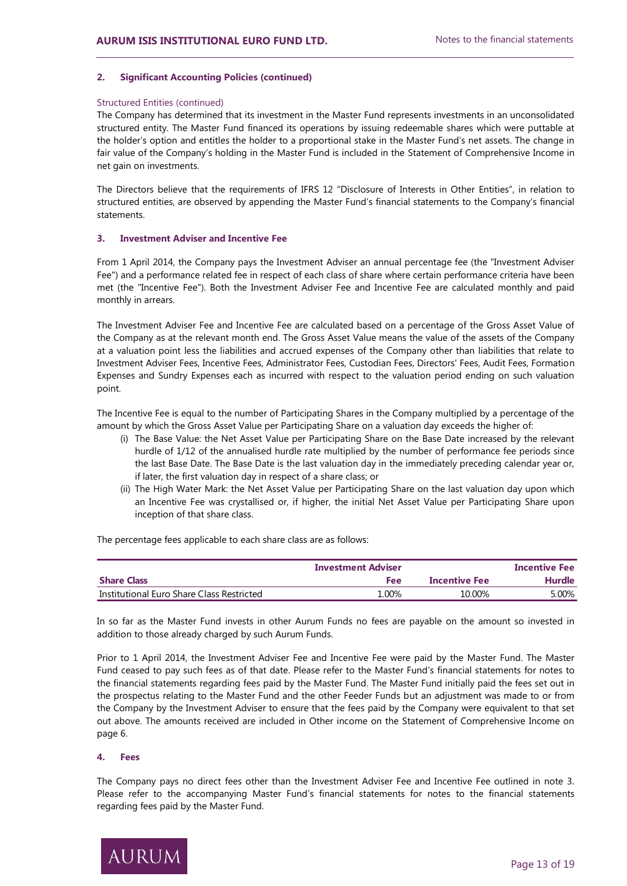## 2. Significant Accounting Policies (continued)

### Structured Entities (continued)

The Company has determined that its investment in the Master Fund represents investments in an unconsolidated structured entity. The Master Fund financed its operations by issuing redeemable shares which were puttable at the holder's option and entitles the holder to a proportional stake in the Master Fund's net assets. The change in fair value of the Company's holding in the Master Fund is included in the Statement of Comprehensive Income in net gain on investments.

The Directors believe that the requirements of IFRS 12 "Disclosure of Interests in Other Entities", in relation to structured entities, are observed by appending the Master Fund's financial statements to the Company's financial statements.

## 3. Investment Adviser and Incentive Fee

From 1 April 2014, the Company pays the Investment Adviser an annual percentage fee (the "Investment Adviser Fee") and a performance related fee in respect of each class of share where certain performance criteria have been met (the "Incentive Fee"). Both the Investment Adviser Fee and Incentive Fee are calculated monthly and paid monthly in arrears.

The Investment Adviser Fee and Incentive Fee are calculated based on a percentage of the Gross Asset Value of the Company as at the relevant month end. The Gross Asset Value means the value of the assets of the Company at a valuation point less the liabilities and accrued expenses of the Company other than liabilities that relate to Investment Adviser Fees, Incentive Fees, Administrator Fees, Custodian Fees, Directors' Fees, Audit Fees, Formation Expenses and Sundry Expenses each as incurred with respect to the valuation period ending on such valuation point.

The Incentive Fee is equal to the number of Participating Shares in the Company multiplied by a percentage of the amount by which the Gross Asset Value per Participating Share on a valuation day exceeds the higher of:

(i) The Base Value: the Net Asset Value per Participating Share on the Base Date increased by the relevant hurdle of 1/12 of the annualised hurdle rate multiplied by the number of performance fee periods since the last Base Date. The Base Date is the last valuation day in the immediately preceding calendar year or, if later, the first valuation day in respect of a share class; or

(ii) The High Water Mark: the Net Asset Value per Participating Share on the last valuation day upon which an Incentive Fee was crystallised or, if higher, the initial Net Asset Value per Participating Share upon inception of that share class.

The percentage fees applicable to each share class are as follows:

| Share Class | Investment Adviser Fee | Incentive Fee | Incentive Fee Hurdle |
|---|---|---|---|
| Institutional Euro Share Class Restricted | 1.00% | 10.00% | 5.00% |

In so far as the Master Fund invests in other Aurum Funds no fees are payable on the amount so invested in addition to those already charged by such Aurum Funds.

Prior to 1 April 2014, the Investment Adviser Fee and Incentive Fee were paid by the Master Fund. The Master Fund ceased to pay such fees as of that date. Please refer to the Master Fund's financial statements for notes to the financial statements regarding fees paid by the Master Fund. The Master Fund initially paid the fees set out in the prospectus relating to the Master Fund and the other Feeder Funds but an adjustment was made to or from the Company by the Investment Adviser to ensure that the fees paid by the Company were equivalent to that set out above. The amounts received are included in Other income on the Statement of Comprehensive Income on page 6.

## 4. Fees

The Company pays no direct fees other than the Investment Adviser Fee and Incentive Fee outlined in note 3. Please refer to the accompanying Master Fund's financial statements for notes to the financial statements regarding fees paid by the Master Fund.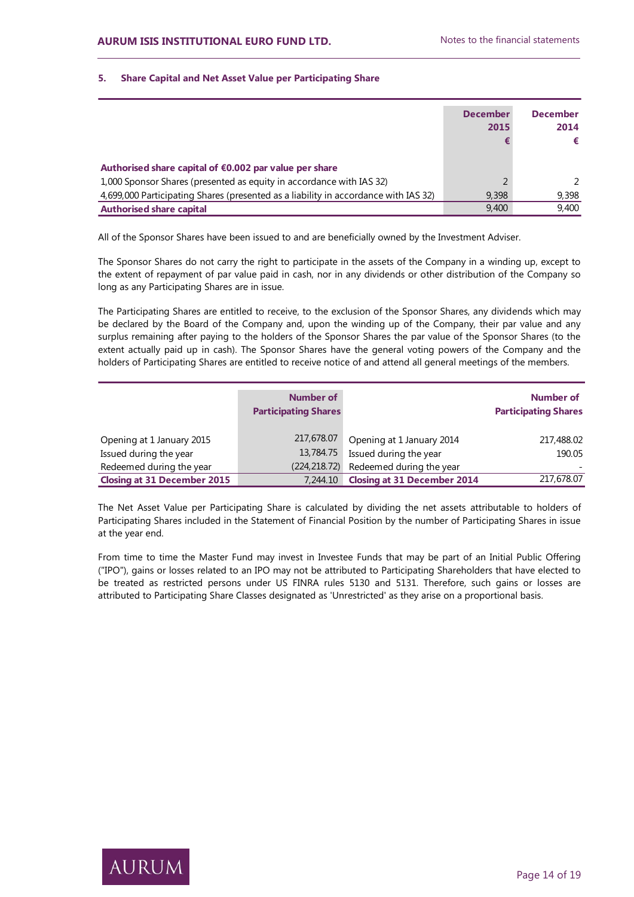## 5. Share Capital and Net Asset Value per Participating Share

| | December 2015 € | December 2014 € |
|---|---|---|
| **Authorised share capital of €0.002 par value per share** | | |
| 1,000 Sponsor Shares (presented as equity in accordance with IAS 32) | 2 | 2 |
| 4,699,000 Participating Shares (presented as a liability in accordance with IAS 32) | 9,398 | 9,398 |
| **Authorised share capital** | 9,400 | 9,400 |

All of the Sponsor Shares have been issued to and are beneficially owned by the Investment Adviser.

The Sponsor Shares do not carry the right to participate in the assets of the Company in a winding up, except to the extent of repayment of par value paid in cash, nor in any dividends or other distribution of the Company so long as any Participating Shares are in issue.

The Participating Shares are entitled to receive, to the exclusion of the Sponsor Shares, any dividends which may be declared by the Board of the Company and, upon the winding up of the Company, their par value and any surplus remaining after paying to the holders of the Sponsor Shares the par value of the Sponsor Shares (to the extent actually paid up in cash). The Sponsor Shares have the general voting powers of the Company and the holders of Participating Shares are entitled to receive notice of and attend all general meetings of the members.

| | Number of Participating Shares | | Number of Participating Shares |
|---|---|---|---|
| Opening at 1 January 2015 | 217,678.07 | Opening at 1 January 2014 | 217,488.02 |
| Issued during the year | 13,784.75 | Issued during the year | 190.05 |
| Redeemed during the year | (224,218.72) | Redeemed during the year | - |
| **Closing at 31 December 2015** | 7,244.10 | **Closing at 31 December 2014** | 217,678.07 |

The Net Asset Value per Participating Share is calculated by dividing the net assets attributable to holders of Participating Shares included in the Statement of Financial Position by the number of Participating Shares in issue at the year end.

From time to time the Master Fund may invest in Investee Funds that may be part of an Initial Public Offering ("IPO"), gains or losses related to an IPO may not be attributed to Participating Shareholders that have elected to be treated as restricted persons under US FINRA rules 5130 and 5131. Therefore, such gains or losses are attributed to Participating Share Classes designated as 'Unrestricted' as they arise on a proportional basis.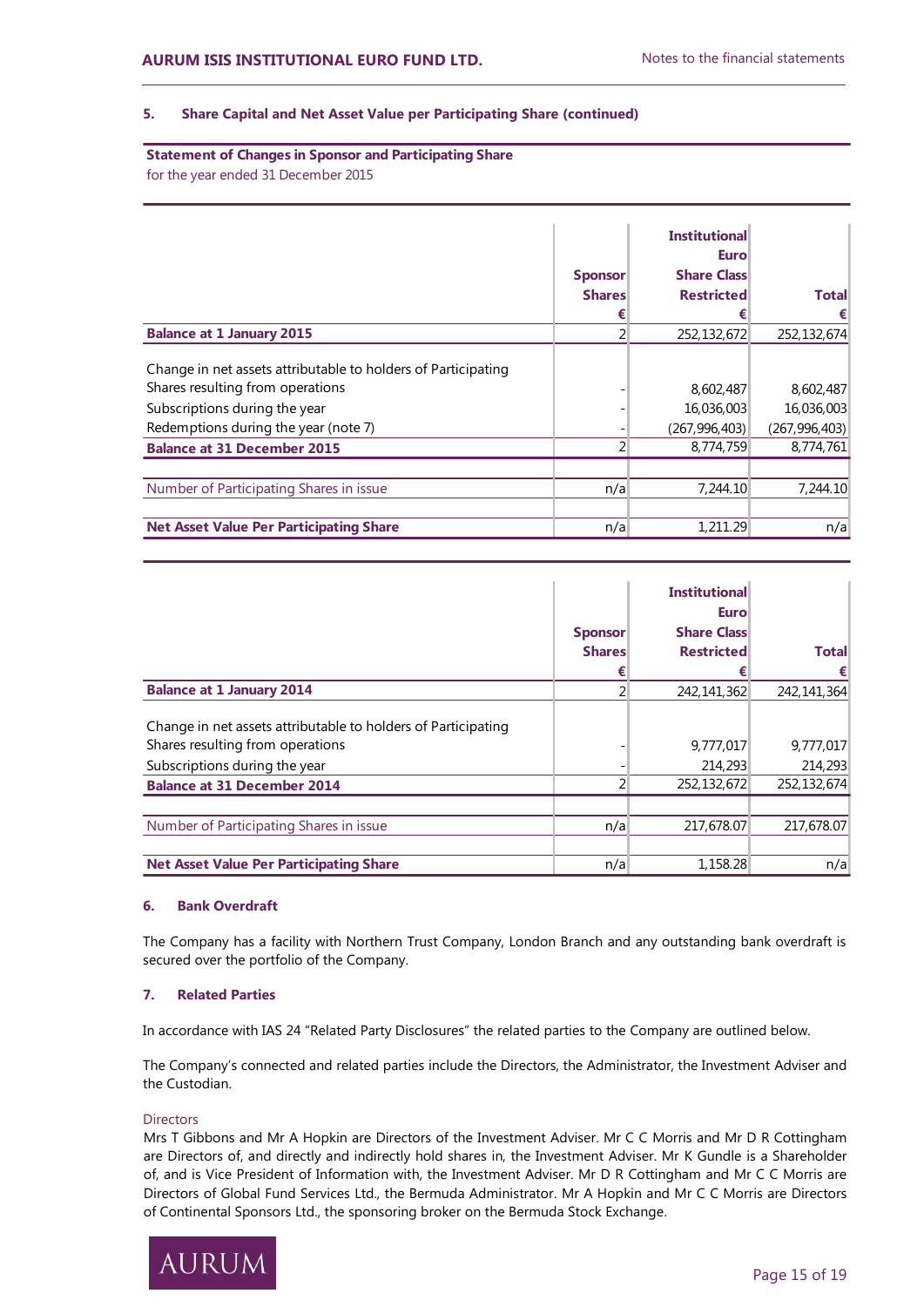### 5. Share Capital and Net Asset Value per Participating Share (continued)

**Statement of Changes in Sponsor and Participating Share**
for the year ended 31 December 2015

| | Sponsor Shares € | Institutional Euro Share Class Restricted € | Total € |
|---|---|---|---|
| **Balance at 1 January 2015** | 2 | 252,132,672 | 252,132,674 |
| | | | |
| Change in net assets attributable to holders of Participating Shares resulting from operations | - | 8,602,487 | 8,602,487 |
| Subscriptions during the year | - | 16,036,003 | 16,036,003 |
| Redemptions during the year (note 7) | - | (267,996,403) | (267,996,403) |
| **Balance at 31 December 2015** | 2 | 8,774,759 | 8,774,761 |
| | | | |
| Number of Participating Shares in issue | n/a | 7,244.10 | 7,244.10 |
| | | | |
| **Net Asset Value Per Participating Share** | n/a | 1,211.29 | n/a |

| | Sponsor Shares € | Institutional Euro Share Class Restricted € | Total € |
|---|---|---|---|
| **Balance at 1 January 2014** | 2 | 242,141,362 | 242,141,364 |
| | | | |
| Change in net assets attributable to holders of Participating Shares resulting from operations | - | 9,777,017 | 9,777,017 |
| Subscriptions during the year | - | 214,293 | 214,293 |
| **Balance at 31 December 2014** | 2 | 252,132,672 | 252,132,674 |
| | | | |
| Number of Participating Shares in issue | n/a | 217,678.07 | 217,678.07 |
| | | | |
| **Net Asset Value Per Participating Share** | n/a | 1,158.28 | n/a |

### 6. Bank Overdraft

The Company has a facility with Northern Trust Company, London Branch and any outstanding bank overdraft is secured over the portfolio of the Company.

### 7. Related Parties

In accordance with IAS 24 "Related Party Disclosures" the related parties to the Company are outlined below.

The Company's connected and related parties include the Directors, the Administrator, the Investment Adviser and the Custodian.

Directors

Mrs T Gibbons and Mr A Hopkin are Directors of the Investment Adviser. Mr C C Morris and Mr D R Cottingham are Directors of, and directly and indirectly hold shares in, the Investment Adviser. Mr K Gundle is a Shareholder of, and is Vice President of Information with, the Investment Adviser. Mr D R Cottingham and Mr C C Morris are Directors of Global Fund Services Ltd., the Bermuda Administrator. Mr A Hopkin and Mr C C Morris are Directors of Continental Sponsors Ltd., the sponsoring broker on the Bermuda Stock Exchange.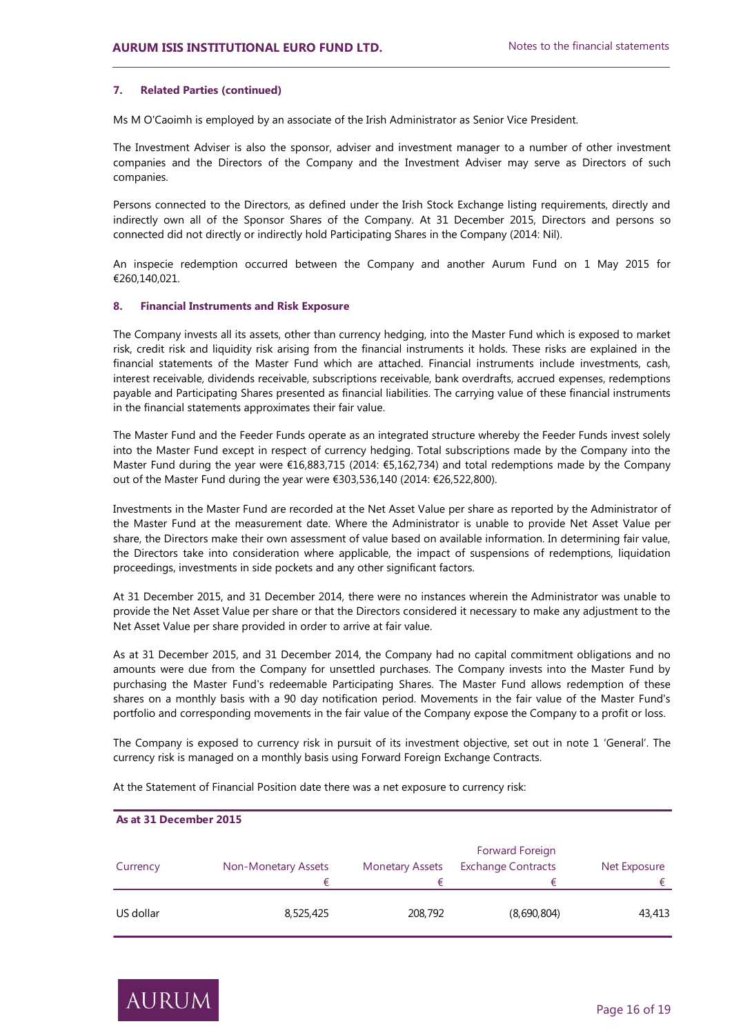### 7. Related Parties (continued)

Ms M O'Caoimh is employed by an associate of the Irish Administrator as Senior Vice President.

The Investment Adviser is also the sponsor, adviser and investment manager to a number of other investment companies and the Directors of the Company and the Investment Adviser may serve as Directors of such companies.

Persons connected to the Directors, as defined under the Irish Stock Exchange listing requirements, directly and indirectly own all of the Sponsor Shares of the Company. At 31 December 2015, Directors and persons so connected did not directly or indirectly hold Participating Shares in the Company (2014: Nil).

An inspecie redemption occurred between the Company and another Aurum Fund on 1 May 2015 for €260,140,021.

### 8. Financial Instruments and Risk Exposure

The Company invests all its assets, other than currency hedging, into the Master Fund which is exposed to market risk, credit risk and liquidity risk arising from the financial instruments it holds. These risks are explained in the financial statements of the Master Fund which are attached. Financial instruments include investments, cash, interest receivable, dividends receivable, subscriptions receivable, bank overdrafts, accrued expenses, redemptions payable and Participating Shares presented as financial liabilities. The carrying value of these financial instruments in the financial statements approximates their fair value.

The Master Fund and the Feeder Funds operate as an integrated structure whereby the Feeder Funds invest solely into the Master Fund except in respect of currency hedging. Total subscriptions made by the Company into the Master Fund during the year were €16,883,715 (2014: €5,162,734) and total redemptions made by the Company out of the Master Fund during the year were €303,536,140 (2014: €26,522,800).

Investments in the Master Fund are recorded at the Net Asset Value per share as reported by the Administrator of the Master Fund at the measurement date. Where the Administrator is unable to provide Net Asset Value per share, the Directors make their own assessment of value based on available information. In determining fair value, the Directors take into consideration where applicable, the impact of suspensions of redemptions, liquidation proceedings, investments in side pockets and any other significant factors.

At 31 December 2015, and 31 December 2014, there were no instances wherein the Administrator was unable to provide the Net Asset Value per share or that the Directors considered it necessary to make any adjustment to the Net Asset Value per share provided in order to arrive at fair value.

As at 31 December 2015, and 31 December 2014, the Company had no capital commitment obligations and no amounts were due from the Company for unsettled purchases. The Company invests into the Master Fund by purchasing the Master Fund's redeemable Participating Shares. The Master Fund allows redemption of these shares on a monthly basis with a 90 day notification period. Movements in the fair value of the Master Fund's portfolio and corresponding movements in the fair value of the Company expose the Company to a profit or loss.

The Company is exposed to currency risk in pursuit of its investment objective, set out in note 1 'General'. The currency risk is managed on a monthly basis using Forward Foreign Exchange Contracts.

At the Statement of Financial Position date there was a net exposure to currency risk:

**As at 31 December 2015**

| Currency | Non-Monetary Assets € | Monetary Assets € | Forward Foreign Exchange Contracts € | Net Exposure € |
|---|---|---|---|---|
| US dollar | 8,525,425 | 208,792 | (8,690,804) | 43,413 |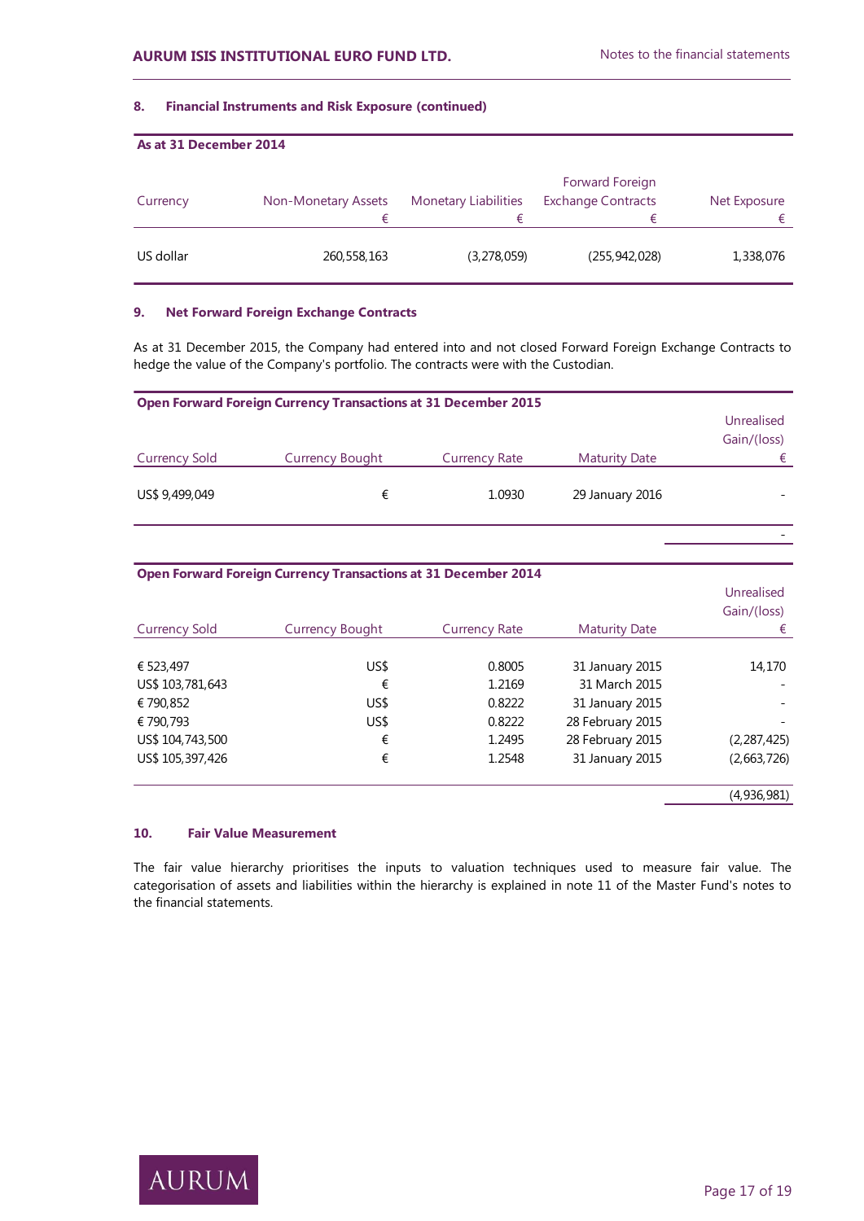### 8. Financial Instruments and Risk Exposure (continued)

**As at 31 December 2014**

| Currency | Non-Monetary Assets € | Monetary Liabilities € | Forward Foreign Exchange Contracts € | Net Exposure € |
|---|---|---|---|---|
| US dollar | 260,558,163 | (3,278,059) | (255,942,028) | 1,338,076 |

### 9. Net Forward Foreign Exchange Contracts

As at 31 December 2015, the Company had entered into and not closed Forward Foreign Exchange Contracts to hedge the value of the Company's portfolio. The contracts were with the Custodian.

**Open Forward Foreign Currency Transactions at 31 December 2015**

| Currency Sold | Currency Bought | Currency Rate | Maturity Date | Unrealised Gain/(loss) € |
|---|---|---|---|---|
| US$ 9,499,049 | € | 1.0930 | 29 January 2016 | - |
| | | | | - |

**Open Forward Foreign Currency Transactions at 31 December 2014**

| Currency Sold | Currency Bought | Currency Rate | Maturity Date | Unrealised Gain/(loss) € |
|---|---|---|---|---|
| € 523,497 | US$ | 0.8005 | 31 January 2015 | 14,170 |
| US$ 103,781,643 | € | 1.2169 | 31 March 2015 | - |
| € 790,852 | US$ | 0.8222 | 31 January 2015 | - |
| € 790,793 | US$ | 0.8222 | 28 February 2015 | - |
| US$ 104,743,500 | € | 1.2495 | 28 February 2015 | (2,287,425) |
| US$ 105,397,426 | € | 1.2548 | 31 January 2015 | (2,663,726) |
| | | | | (4,936,981) |

### 10. Fair Value Measurement

The fair value hierarchy prioritises the inputs to valuation techniques used to measure fair value. The categorisation of assets and liabilities within the hierarchy is explained in note 11 of the Master Fund's notes to the financial statements.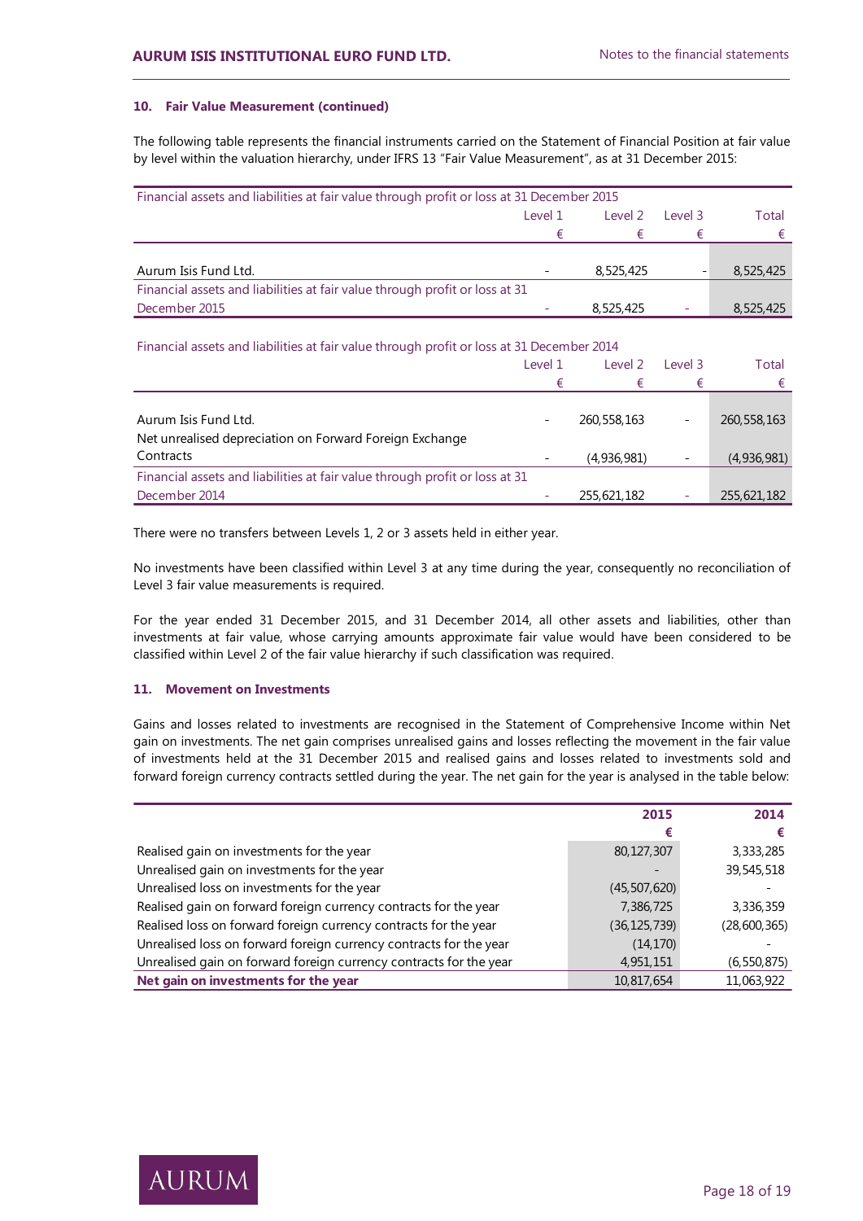### 10. Fair Value Measurement (continued)

The following table represents the financial instruments carried on the Statement of Financial Position at fair value by level within the valuation hierarchy, under IFRS 13 "Fair Value Measurement", as at 31 December 2015:

| Financial assets and liabilities at fair value through profit or loss at 31 December 2015 | Level 1 | Level 2 | Level 3 | Total |
|---|---|---|---|---|
| | € | € | € | € |
| Aurum Isis Fund Ltd. | - | 8,525,425 | - | 8,525,425 |
| Financial assets and liabilities at fair value through profit or loss at 31 December 2015 | - | 8,525,425 | - | 8,525,425 |

| Financial assets and liabilities at fair value through profit or loss at 31 December 2014 | Level 1 | Level 2 | Level 3 | Total |
|---|---|---|---|---|
| | € | € | € | € |
| Aurum Isis Fund Ltd. | - | 260,558,163 | - | 260,558,163 |
| Net unrealised depreciation on Forward Foreign Exchange Contracts | - | (4,936,981) | - | (4,936,981) |
| Financial assets and liabilities at fair value through profit or loss at 31 December 2014 | - | 255,621,182 | - | 255,621,182 |

There were no transfers between Levels 1, 2 or 3 assets held in either year.

No investments have been classified within Level 3 at any time during the year, consequently no reconciliation of Level 3 fair value measurements is required.

For the year ended 31 December 2015, and 31 December 2014, all other assets and liabilities, other than investments at fair value, whose carrying amounts approximate fair value would have been considered to be classified within Level 2 of the fair value hierarchy if such classification was required.

### 11. Movement on Investments

Gains and losses related to investments are recognised in the Statement of Comprehensive Income within Net gain on investments. The net gain comprises unrealised gains and losses reflecting the movement in the fair value of investments held at the 31 December 2015 and realised gains and losses related to investments sold and forward foreign currency contracts settled during the year. The net gain for the year is analysed in the table below:

| | 2015 | 2014 |
|---|---|---|
| | € | € |
| Realised gain on investments for the year | 80,127,307 | 3,333,285 |
| Unrealised gain on investments for the year | - | 39,545,518 |
| Unrealised loss on investments for the year | (45,507,620) | - |
| Realised gain on forward foreign currency contracts for the year | 7,386,725 | 3,336,359 |
| Realised loss on forward foreign currency contracts for the year | (36,125,739) | (28,600,365) |
| Unrealised loss on forward foreign currency contracts for the year | (14,170) | - |
| Unrealised gain on forward foreign currency contracts for the year | 4,951,151 | (6,550,875) |
| **Net gain on investments for the year** | 10,817,654 | 11,063,922 |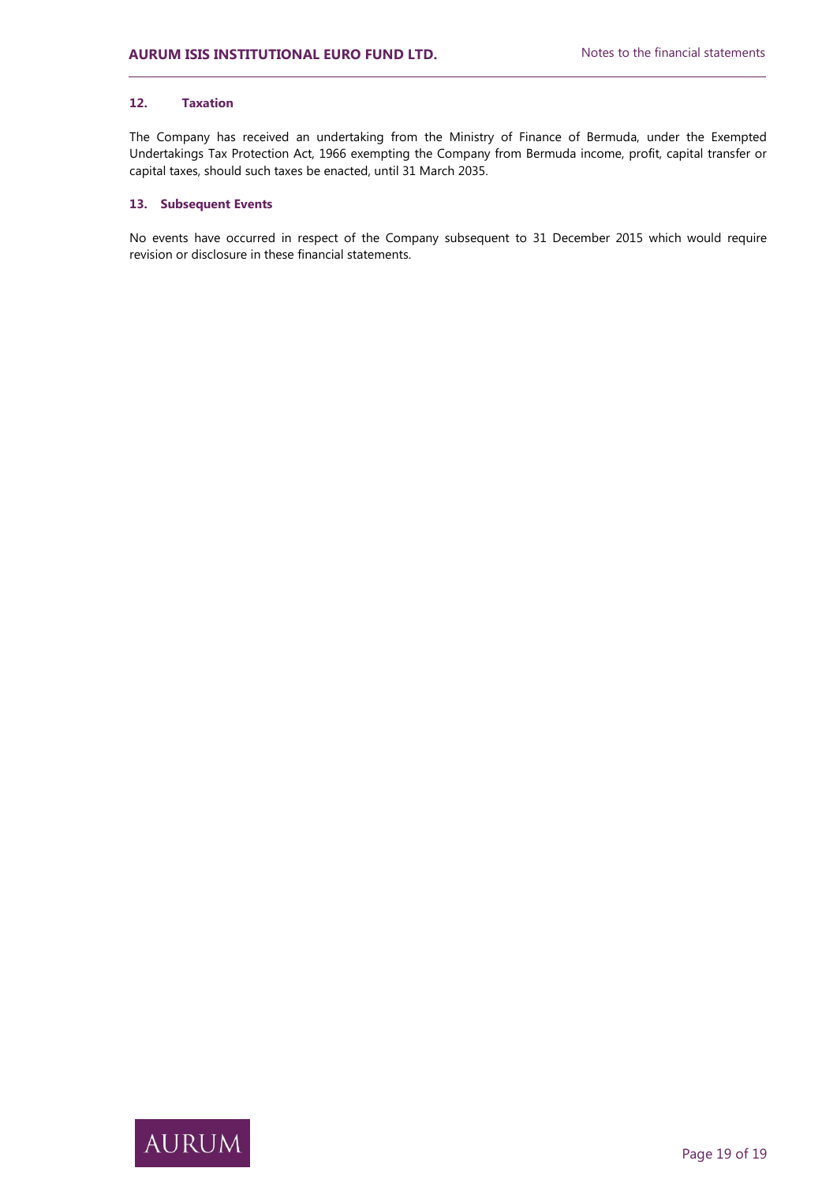## 12. Taxation

The Company has received an undertaking from the Ministry of Finance of Bermuda, under the Exempted Undertakings Tax Protection Act, 1966 exempting the Company from Bermuda income, profit, capital transfer or capital taxes, should such taxes be enacted, until 31 March 2035.

## 13. Subsequent Events

No events have occurred in respect of the Company subsequent to 31 December 2015 which would require revision or disclosure in these financial statements.